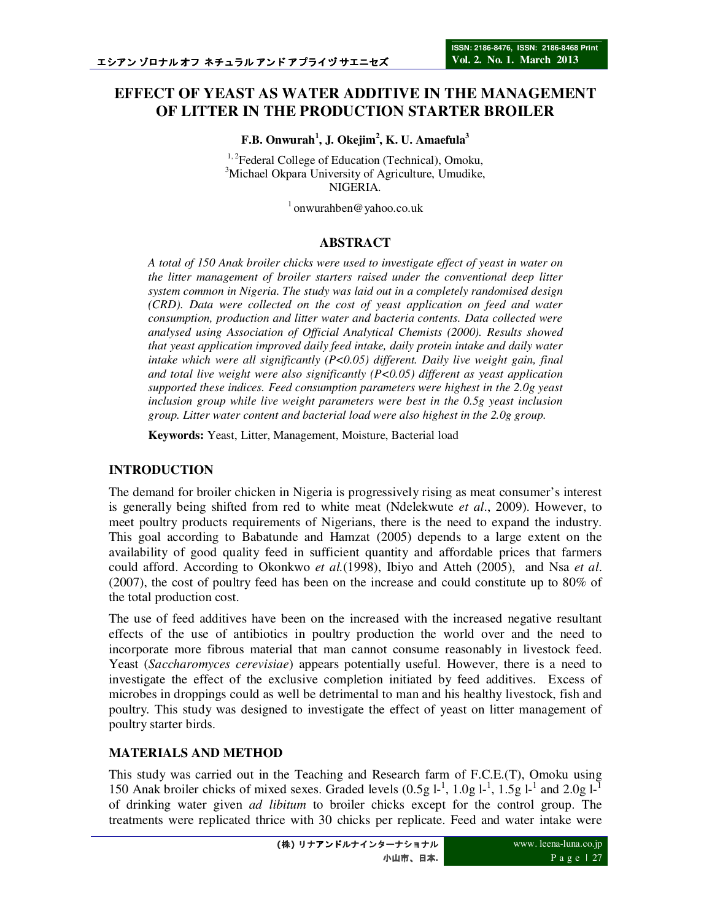# EFFECT OF YEAST AS WATER ADDITIVE IN THE MANAGEMENT OF LITTER IN THE PRODUCTION STARTER BROILER

**F.B. Onwurah[1], J. Okejim[2], K. U. Amaefula[3]**

[1, 2]Federal College of Education (Technical), Omoku,
[3]Michael Okpara University of Agriculture, Umudike,
NIGERIA.

[1] onwurahben@yahoo.co.uk

## ABSTRACT

*A total of 150 Anak broiler chicks were used to investigate effect of yeast in water on the litter management of broiler starters raised under the conventional deep litter system common in Nigeria. The study was laid out in a completely randomised design (CRD). Data were collected on the cost of yeast application on feed and water consumption, production and litter water and bacteria contents. Data collected were analysed using Association of Official Analytical Chemists (2000). Results showed that yeast application improved daily feed intake, daily protein intake and daily water intake which were all significantly ($P<0.05$) different. Daily live weight gain, final and total live weight were also significantly ($P<0.05$) different as yeast application supported these indices. Feed consumption parameters were highest in the 2.0g yeast inclusion group while live weight parameters were best in the 0.5g yeast inclusion group. Litter water content and bacterial load were also highest in the 2.0g group.*

**Keywords:** Yeast, Litter, Management, Moisture, Bacterial load

## INTRODUCTION

The demand for broiler chicken in Nigeria is progressively rising as meat consumer's interest is generally being shifted from red to white meat (Ndelekwute *et al*., 2009). However, to meet poultry products requirements of Nigerians, there is the need to expand the industry. This goal according to Babatunde and Hamzat (2005) depends to a large extent on the availability of good quality feed in sufficient quantity and affordable prices that farmers could afford. According to Okonkwo *et al.*(1998), Ibiyo and Atteh (2005), and Nsa *et al*. (2007), the cost of poultry feed has been on the increase and could constitute up to 80% of the total production cost.

The use of feed additives have been on the increased with the increased negative resultant effects of the use of antibiotics in poultry production the world over and the need to incorporate more fibrous material that man cannot consume reasonably in livestock feed. Yeast (*Saccharomyces cerevisiae*) appears potentially useful. However, there is a need to investigate the effect of the exclusive completion initiated by feed additives. Excess of microbes in droppings could as well be detrimental to man and his healthy livestock, fish and poultry. This study was designed to investigate the effect of yeast on litter management of poultry starter birds.

## MATERIALS AND METHOD

This study was carried out in the Teaching and Research farm of F.C.E.(T), Omoku using 150 Anak broiler chicks of mixed sexes. Graded levels ($0.5g\ l^{-1}$, $1.0g\ l^{-1}$, $1.5g\ l^{-1}$ and $2.0g\ l^{-1}$ of drinking water given *ad libitum* to broiler chicks except for the control group. The treatments were replicated thrice with 30 chicks per replicate. Feed and water intake were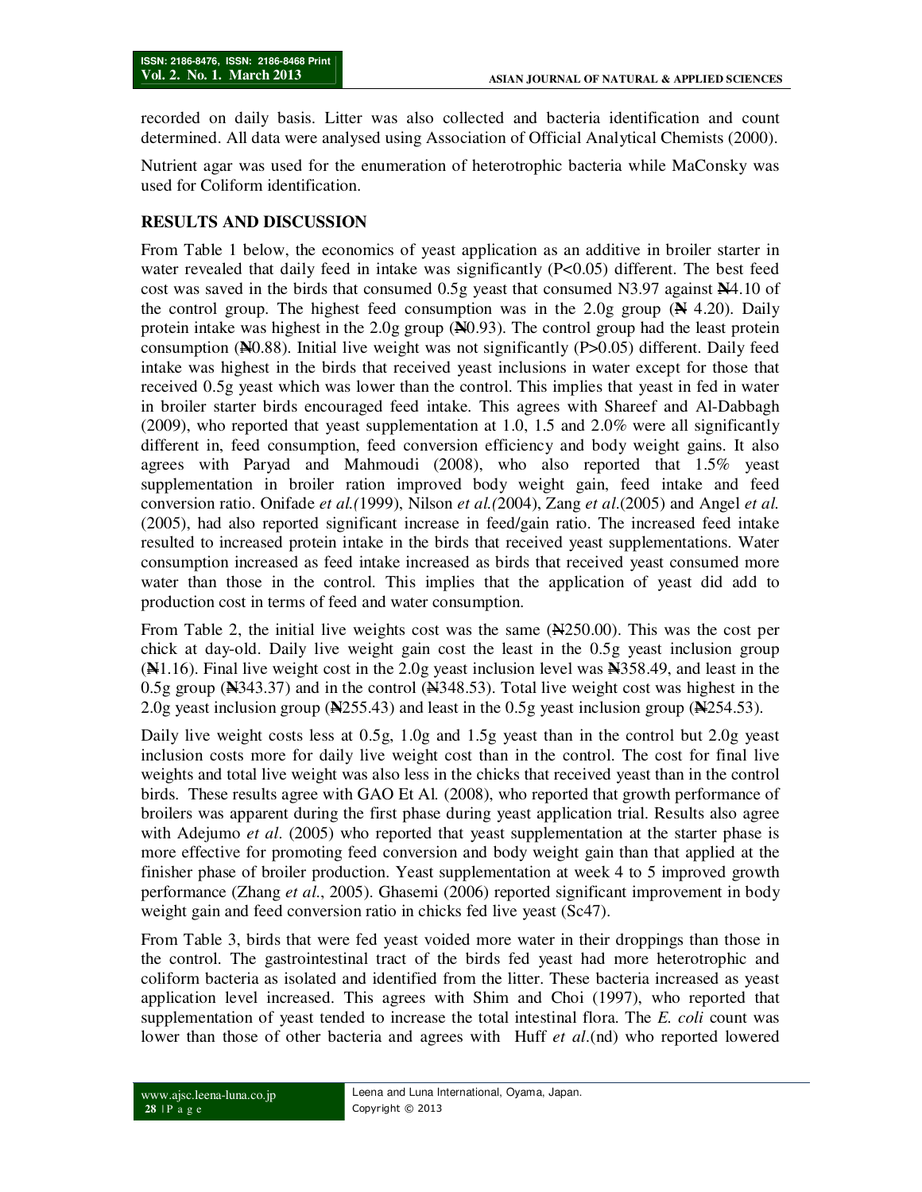recorded on daily basis. Litter was also collected and bacteria identification and count determined. All data were analysed using Association of Official Analytical Chemists (2000).

Nutrient agar was used for the enumeration of heterotrophic bacteria while MaConsky was used for Coliform identification.

## RESULTS AND DISCUSSION

From Table 1 below, the economics of yeast application as an additive in broiler starter in water revealed that daily feed in intake was significantly ($P<0.05$) different. The best feed cost was saved in the birds that consumed 0.5g yeast that consumed N3.97 against ₦4.10 of the control group. The highest feed consumption was in the 2.0g group (₦ 4.20). Daily protein intake was highest in the 2.0g group (₦0.93). The control group had the least protein consumption (₦0.88). Initial live weight was not significantly ($P>0.05$) different. Daily feed intake was highest in the birds that received yeast inclusions in water except for those that received 0.5g yeast which was lower than the control. This implies that yeast in fed in water in broiler starter birds encouraged feed intake. This agrees with Shareef and Al-Dabbagh (2009), who reported that yeast supplementation at 1.0, 1.5 and 2.0% were all significantly different in, feed consumption, feed conversion efficiency and body weight gains. It also agrees with Paryad and Mahmoudi (2008), who also reported that 1.5% yeast supplementation in broiler ration improved body weight gain, feed intake and feed conversion ratio. Onifade *et al.(*1999), Nilson *et al.(*2004), Zang *et al.*(2005) and Angel *et al.* (2005), had also reported significant increase in feed/gain ratio. The increased feed intake resulted to increased protein intake in the birds that received yeast supplementations. Water consumption increased as feed intake increased as birds that received yeast consumed more water than those in the control. This implies that the application of yeast did add to production cost in terms of feed and water consumption.

From Table 2, the initial live weights cost was the same (₦250.00). This was the cost per chick at day-old. Daily live weight gain cost the least in the 0.5g yeast inclusion group (₦1.16). Final live weight cost in the 2.0g yeast inclusion level was ₦358.49, and least in the 0.5g group (₦343.37) and in the control (₦348.53). Total live weight cost was highest in the 2.0g yeast inclusion group (₦255.43) and least in the 0.5g yeast inclusion group (₦254.53).

Daily live weight costs less at 0.5g, 1.0g and 1.5g yeast than in the control but 2.0g yeast inclusion costs more for daily live weight cost than in the control. The cost for final live weights and total live weight was also less in the chicks that received yeast than in the control birds. These results agree with GAO Et Al. (2008), who reported that growth performance of broilers was apparent during the first phase during yeast application trial. Results also agree with Adejumo *et al*. (2005) who reported that yeast supplementation at the starter phase is more effective for promoting feed conversion and body weight gain than that applied at the finisher phase of broiler production. Yeast supplementation at week 4 to 5 improved growth performance (Zhang *et al*., 2005). Ghasemi (2006) reported significant improvement in body weight gain and feed conversion ratio in chicks fed live yeast (Sc47).

From Table 3, birds that were fed yeast voided more water in their droppings than those in the control. The gastrointestinal tract of the birds fed yeast had more heterotrophic and coliform bacteria as isolated and identified from the litter. These bacteria increased as yeast application level increased. This agrees with Shim and Choi (1997), who reported that supplementation of yeast tended to increase the total intestinal flora. The *E. coli* count was lower than those of other bacteria and agrees with Huff *et al*.(nd) who reported lowered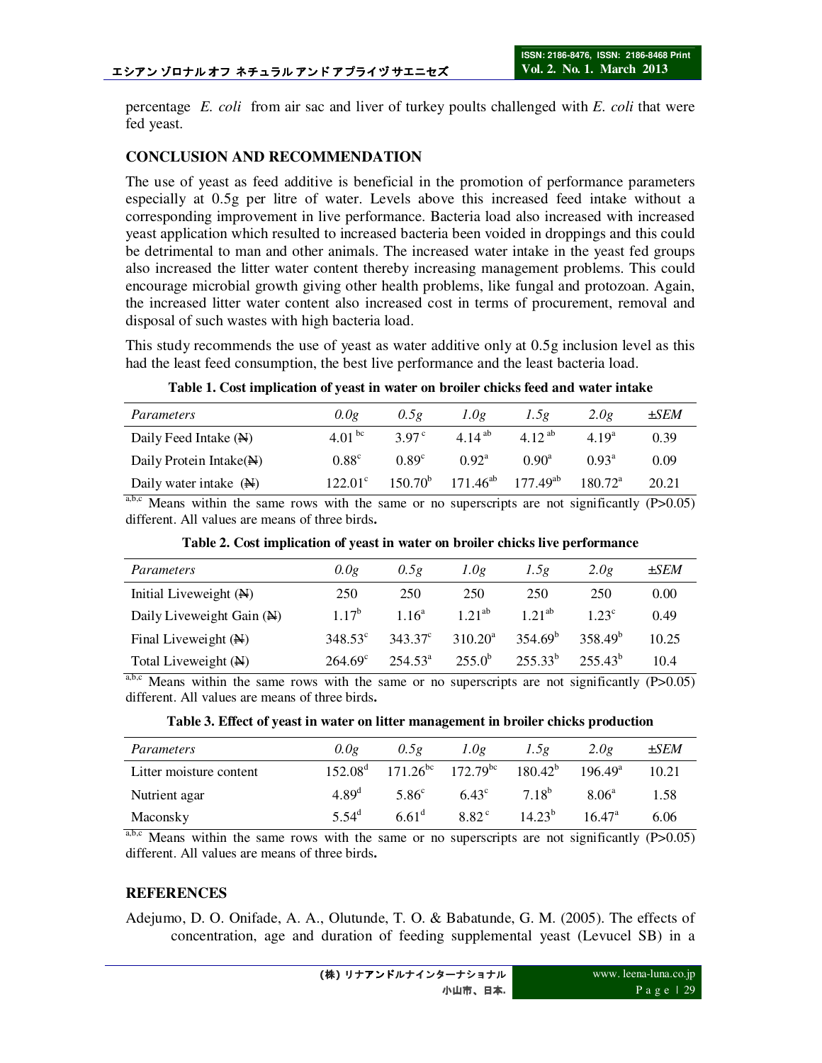percentage *E. coli* from air sac and liver of turkey poults challenged with *E. coli* that were fed yeast.

## CONCLUSION AND RECOMMENDATION

The use of yeast as feed additive is beneficial in the promotion of performance parameters especially at 0.5g per litre of water. Levels above this increased feed intake without a corresponding improvement in live performance. Bacteria load also increased with increased yeast application which resulted to increased bacteria been voided in droppings and this could be detrimental to man and other animals. The increased water intake in the yeast fed groups also increased the litter water content thereby increasing management problems. This could encourage microbial growth giving other health problems, like fungal and protozoan. Again, the increased litter water content also increased cost in terms of procurement, removal and disposal of such wastes with high bacteria load.

This study recommends the use of yeast as water additive only at 0.5g inclusion level as this had the least feed consumption, the best live performance and the least bacteria load.

**Table 1. Cost implication of yeast in water on broiler chicks feed and water intake**

| *Parameters* | *0.0g* | *0.5g* | *1.0g* | *1.5g* | *2.0g* | *±SEM* |
|---|---|---|---|---|---|---|
| Daily Feed Intake (₦) | $4.01^{bc}$ | $3.97^{c}$ | $4.14^{ab}$ | $4.12^{ab}$ | $4.19^{a}$ | 0.39 |
| Daily Protein Intake(₦) | $0.88^{c}$ | $0.89^{c}$ | $0.92^{a}$ | $0.90^{a}$ | $0.93^{a}$ | 0.09 |
| Daily water intake (₦) | $122.01^{c}$ | $150.70^{b}$ | $171.46^{ab}$ | $177.49^{ab}$ | $180.72^{a}$ | 20.21 |

a,b,c Means within the same rows with the same or no superscripts are not significantly (P>0.05) different. All values are means of three birds.

**Table 2. Cost implication of yeast in water on broiler chicks live performance**

| *Parameters* | *0.0g* | *0.5g* | *1.0g* | *1.5g* | *2.0g* | *±SEM* |
|---|---|---|---|---|---|---|
| Initial Liveweight (₦) | 250 | 250 | 250 | 250 | 250 | 0.00 |
| Daily Liveweight Gain (₦) | $1.17^{b}$ | $1.16^{a}$ | $1.21^{ab}$ | $1.21^{ab}$ | $1.23^{c}$ | 0.49 |
| Final Liveweight (₦) | $348.53^{c}$ | $343.37^{c}$ | $310.20^{a}$ | $354.69^{b}$ | $358.49^{b}$ | 10.25 |
| Total Liveweight (₦) | $264.69^{c}$ | $254.53^{a}$ | $255.0^{b}$ | $255.33^{b}$ | $255.43^{b}$ | 10.4 |

a,b,c Means within the same rows with the same or no superscripts are not significantly (P>0.05) different. All values are means of three birds.

**Table 3. Effect of yeast in water on litter management in broiler chicks production**

| *Parameters* | *0.0g* | *0.5g* | *1.0g* | *1.5g* | *2.0g* | *±SEM* |
|---|---|---|---|---|---|---|
| Litter moisture content | $152.08^{d}$ | $171.26^{bc}$ | $172.79^{bc}$ | $180.42^{b}$ | $196.49^{a}$ | 10.21 |
| Nutrient agar | $4.89^{d}$ | $5.86^{c}$ | $6.43^{c}$ | $7.18^{b}$ | $8.06^{a}$ | 1.58 |
| Maconsky | $5.54^{d}$ | $6.61^{d}$ | $8.82^{c}$ | $14.23^{b}$ | $16.47^{a}$ | 6.06 |

a,b,c Means within the same rows with the same or no superscripts are not significantly (P>0.05) different. All values are means of three birds.

## REFERENCES

Adejumo, D. O. Onifade, A. A., Olutunde, T. O. & Babatunde, G. M. (2005). The effects of concentration, age and duration of feeding supplemental yeast (Levucel SB) in a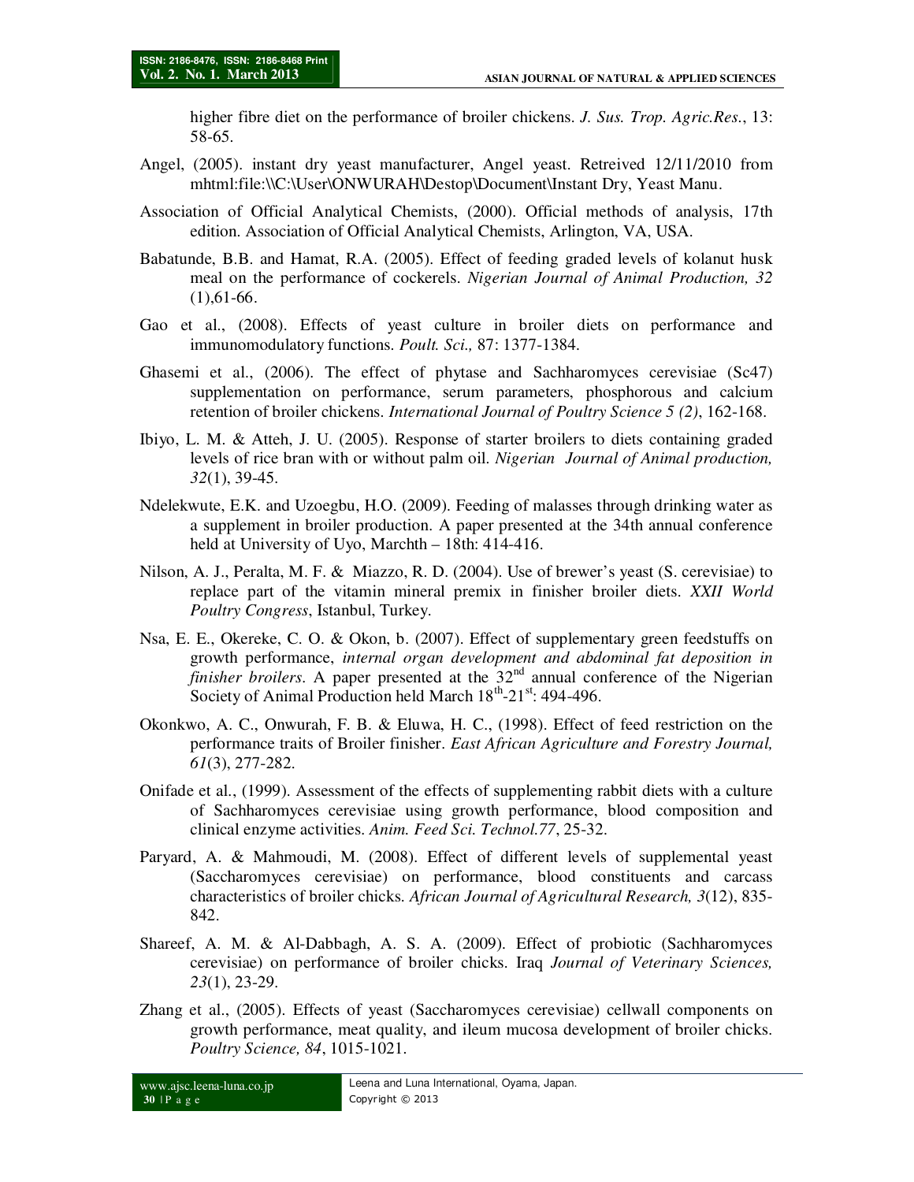higher fibre diet on the performance of broiler chickens. *J. Sus. Trop. Agric.Res.*, 13: 58-65.

Angel, (2005). instant dry yeast manufacturer, Angel yeast. Retreived 12/11/2010 from mhtml:file:\\C:\User\ONWURAH\Destop\Document\Instant Dry, Yeast Manu.

Association of Official Analytical Chemists, (2000). Official methods of analysis, 17th edition. Association of Official Analytical Chemists, Arlington, VA, USA.

Babatunde, B.B. and Hamat, R.A. (2005). Effect of feeding graded levels of kolanut husk meal on the performance of cockerels. *Nigerian Journal of Animal Production, 32* (1),61-66.

Gao et al., (2008). Effects of yeast culture in broiler diets on performance and immunomodulatory functions. *Poult. Sci.,* 87: 1377-1384.

Ghasemi et al., (2006). The effect of phytase and Sachharomyces cerevisiae (Sc47) supplementation on performance, serum parameters, phosphorous and calcium retention of broiler chickens. *International Journal of Poultry Science 5 (2)*, 162-168.

Ibiyo, L. M. & Atteh, J. U. (2005). Response of starter broilers to diets containing graded levels of rice bran with or without palm oil. *Nigerian Journal of Animal production, 32*(1), 39-45.

Ndelekwute, E.K. and Uzoegbu, H.O. (2009). Feeding of malasses through drinking water as a supplement in broiler production. A paper presented at the 34th annual conference held at University of Uyo, Marchth – 18th: 414-416.

Nilson, A. J., Peralta, M. F. & Miazzo, R. D. (2004). Use of brewer's yeast (S. cerevisiae) to replace part of the vitamin mineral premix in finisher broiler diets. *XXII World Poultry Congress*, Istanbul, Turkey.

Nsa, E. E., Okereke, C. O. & Okon, b. (2007). Effect of supplementary green feedstuffs on growth performance, *internal organ development and abdominal fat deposition in finisher broilers*. A paper presented at the 32[nd] annual conference of the Nigerian Society of Animal Production held March 18[th]-21[st]: 494-496.

Okonkwo, A. C., Onwurah, F. B. & Eluwa, H. C., (1998). Effect of feed restriction on the performance traits of Broiler finisher. *East African Agriculture and Forestry Journal, 61*(3), 277-282.

Onifade et al., (1999). Assessment of the effects of supplementing rabbit diets with a culture of Sachharomyces cerevisiae using growth performance, blood composition and clinical enzyme activities. *Anim. Feed Sci. Technol.77*, 25-32.

Paryard, A. & Mahmoudi, M. (2008). Effect of different levels of supplemental yeast (Saccharomyces cerevisiae) on performance, blood constituents and carcass characteristics of broiler chicks. *African Journal of Agricultural Research, 3*(12), 835-842.

Shareef, A. M. & Al-Dabbagh, A. S. A. (2009). Effect of probiotic (Sachharomyces cerevisiae) on performance of broiler chicks. Iraq *Journal of Veterinary Sciences, 23*(1), 23-29.

Zhang et al., (2005). Effects of yeast (Saccharomyces cerevisiae) cellwall components on growth performance, meat quality, and ileum mucosa development of broiler chicks. *Poultry Science, 84*, 1015-1021.